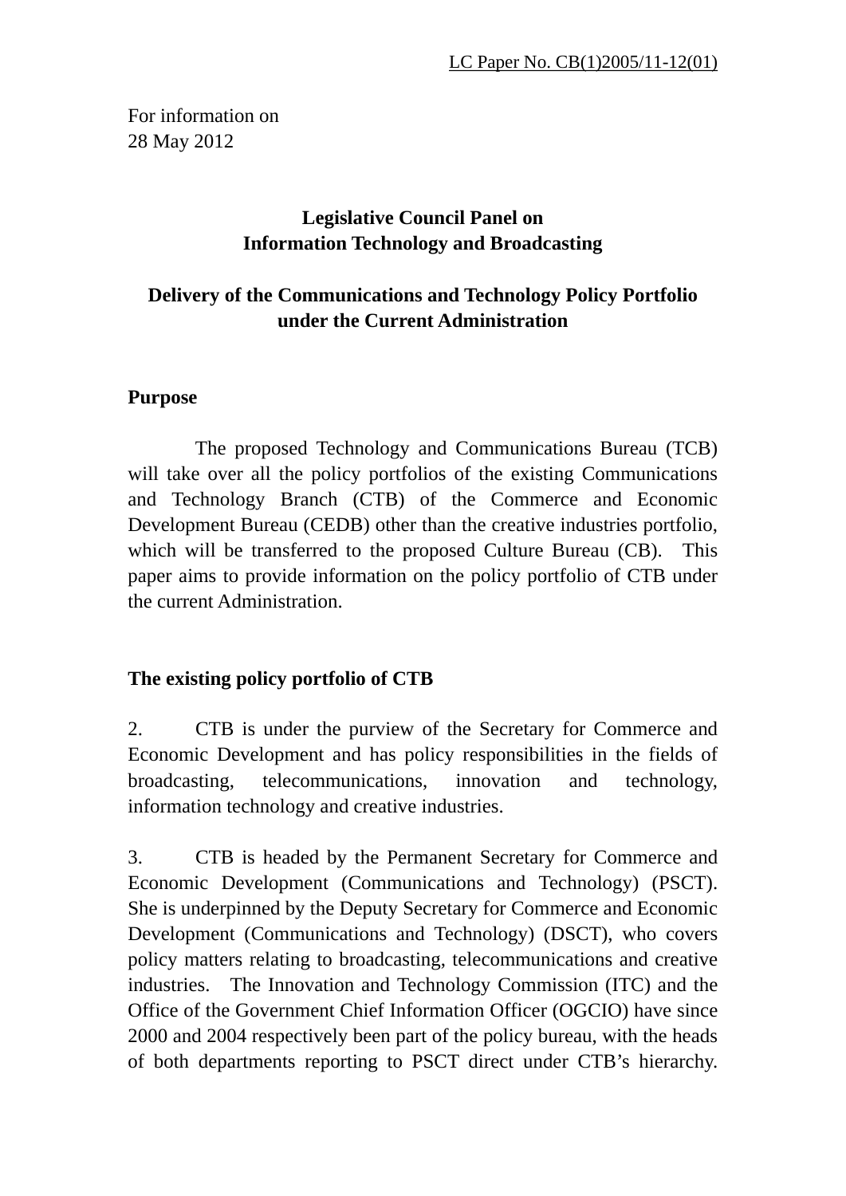LC Paper No. CB(1)2005/11-12(01)

For information on
28 May 2012

**Legislative Council Panel on**
**Information Technology and Broadcasting**

**Delivery of the Communications and Technology Policy Portfolio under the Current Administration**

## Purpose

The proposed Technology and Communications Bureau (TCB) will take over all the policy portfolios of the existing Communications and Technology Branch (CTB) of the Commerce and Economic Development Bureau (CEDB) other than the creative industries portfolio, which will be transferred to the proposed Culture Bureau (CB). This paper aims to provide information on the policy portfolio of CTB under the current Administration.

## The existing policy portfolio of CTB

2. CTB is under the purview of the Secretary for Commerce and Economic Development and has policy responsibilities in the fields of broadcasting, telecommunications, innovation and technology, information technology and creative industries.

3. CTB is headed by the Permanent Secretary for Commerce and Economic Development (Communications and Technology) (PSCT). She is underpinned by the Deputy Secretary for Commerce and Economic Development (Communications and Technology) (DSCT), who covers policy matters relating to broadcasting, telecommunications and creative industries. The Innovation and Technology Commission (ITC) and the Office of the Government Chief Information Officer (OGCIO) have since 2000 and 2004 respectively been part of the policy bureau, with the heads of both departments reporting to PSCT direct under CTB's hierarchy.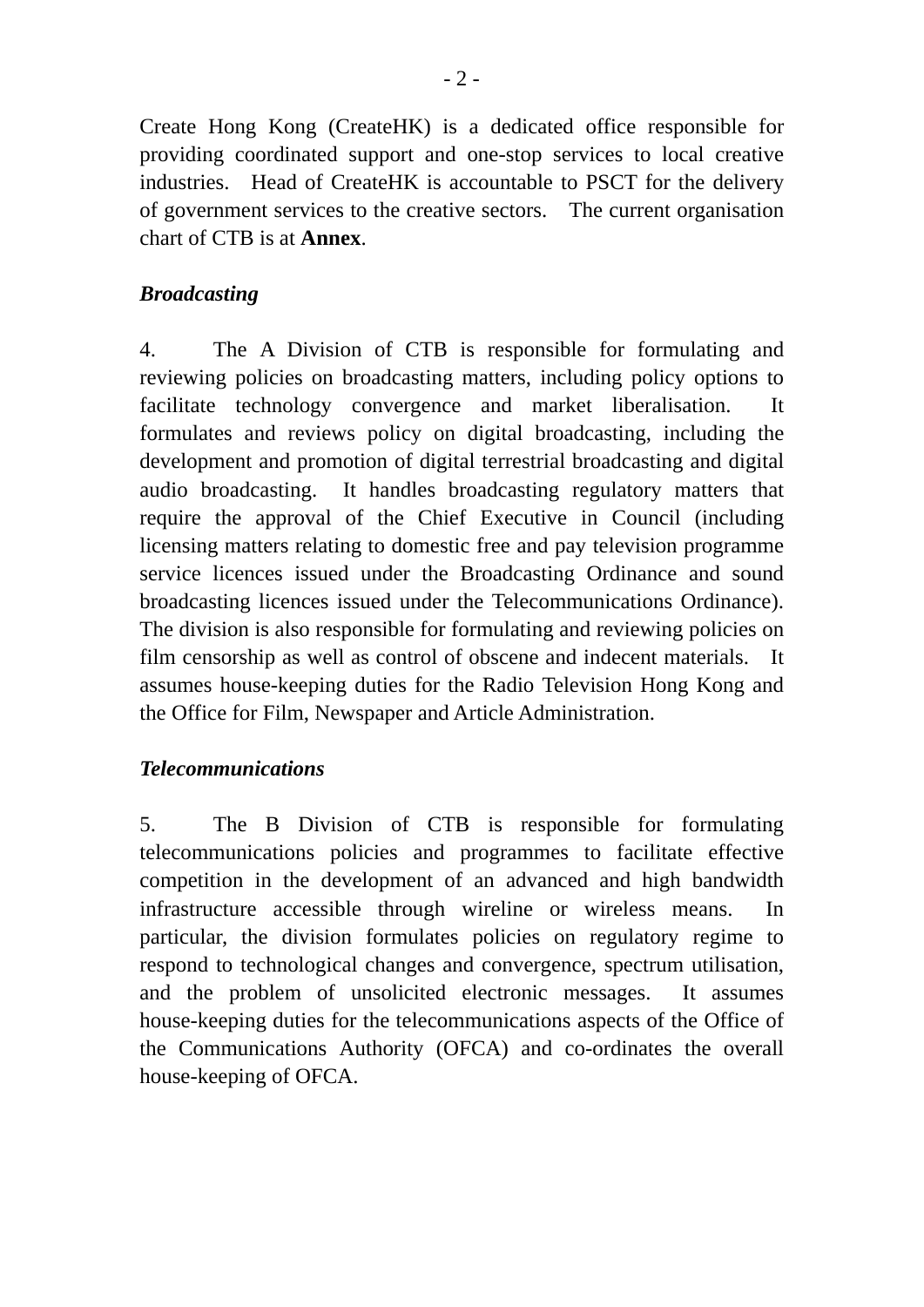Create Hong Kong (CreateHK) is a dedicated office responsible for providing coordinated support and one-stop services to local creative industries. Head of CreateHK is accountable to PSCT for the delivery of government services to the creative sectors. The current organisation chart of CTB is at **Annex**.

***Broadcasting***

4. The A Division of CTB is responsible for formulating and reviewing policies on broadcasting matters, including policy options to facilitate technology convergence and market liberalisation. It formulates and reviews policy on digital broadcasting, including the development and promotion of digital terrestrial broadcasting and digital audio broadcasting. It handles broadcasting regulatory matters that require the approval of the Chief Executive in Council (including licensing matters relating to domestic free and pay television programme service licences issued under the Broadcasting Ordinance and sound broadcasting licences issued under the Telecommunications Ordinance). The division is also responsible for formulating and reviewing policies on film censorship as well as control of obscene and indecent materials. It assumes house-keeping duties for the Radio Television Hong Kong and the Office for Film, Newspaper and Article Administration.

***Telecommunications***

5. The B Division of CTB is responsible for formulating telecommunications policies and programmes to facilitate effective competition in the development of an advanced and high bandwidth infrastructure accessible through wireline or wireless means. In particular, the division formulates policies on regulatory regime to respond to technological changes and convergence, spectrum utilisation, and the problem of unsolicited electronic messages. It assumes house-keeping duties for the telecommunications aspects of the Office of the Communications Authority (OFCA) and co-ordinates the overall house-keeping of OFCA.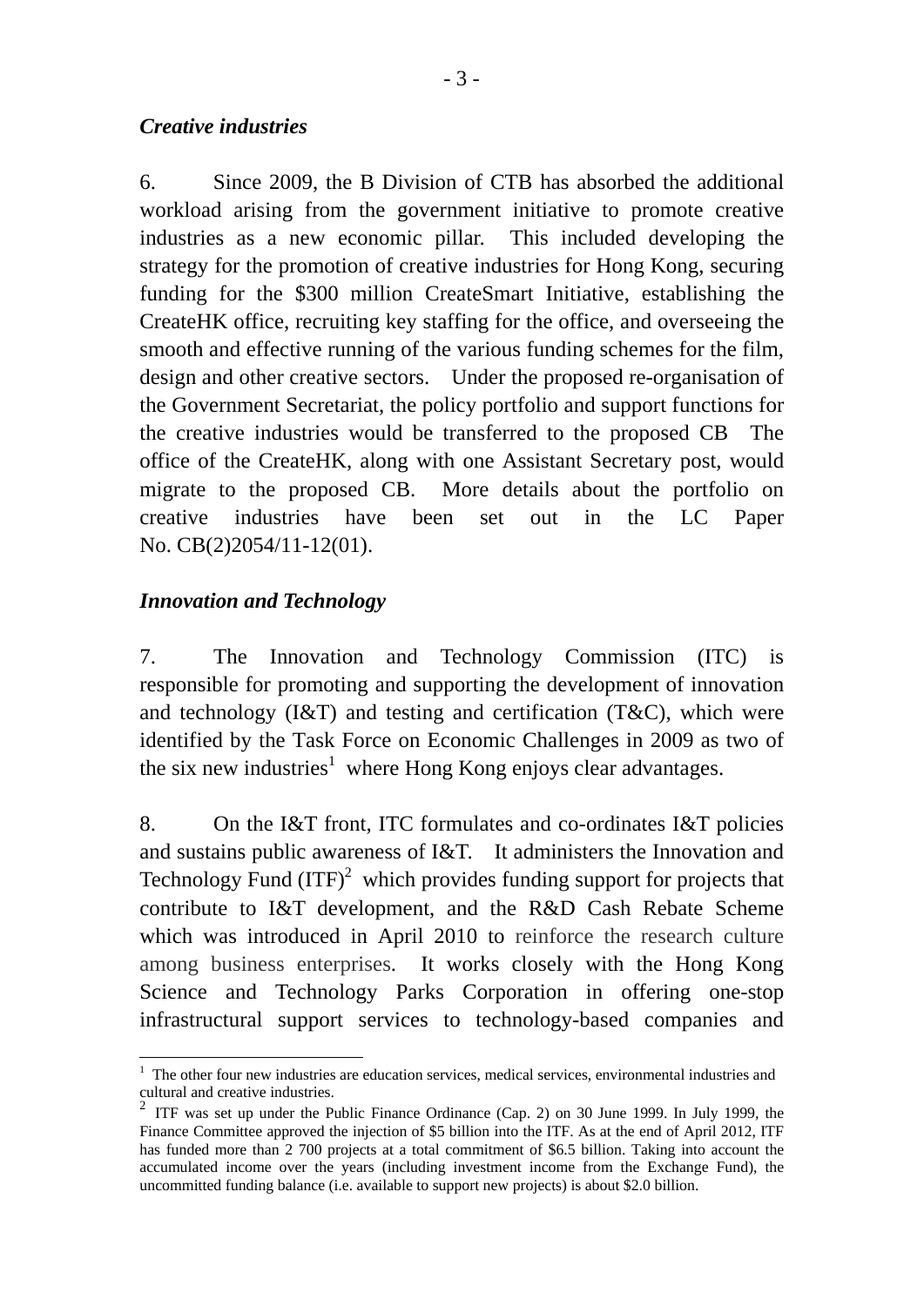*Creative industries*

6. Since 2009, the B Division of CTB has absorbed the additional workload arising from the government initiative to promote creative industries as a new economic pillar. This included developing the strategy for the promotion of creative industries for Hong Kong, securing funding for the $300 million CreateSmart Initiative, establishing the CreateHK office, recruiting key staffing for the office, and overseeing the smooth and effective running of the various funding schemes for the film, design and other creative sectors. Under the proposed re-organisation of the Government Secretariat, the policy portfolio and support functions for the creative industries would be transferred to the proposed CB The office of the CreateHK, along with one Assistant Secretary post, would migrate to the proposed CB. More details about the portfolio on creative industries have been set out in the LC Paper No. CB(2)2054/11-12(01).

*Innovation and Technology*

7. The Innovation and Technology Commission (ITC) is responsible for promoting and supporting the development of innovation and technology (I&T) and testing and certification (T&C), which were identified by the Task Force on Economic Challenges in 2009 as two of the six new industries[1] where Hong Kong enjoys clear advantages.

8. On the I&T front, ITC formulates and co-ordinates I&T policies and sustains public awareness of I&T. It administers the Innovation and Technology Fund (ITF)[2] which provides funding support for projects that contribute to I&T development, and the R&D Cash Rebate Scheme which was introduced in April 2010 to reinforce the research culture among business enterprises. It works closely with the Hong Kong Science and Technology Parks Corporation in offering one-stop infrastructural support services to technology-based companies and

---

[1] The other four new industries are education services, medical services, environmental industries and cultural and creative industries.

[2] ITF was set up under the Public Finance Ordinance (Cap. 2) on 30 June 1999. In July 1999, the Finance Committee approved the injection of $5 billion into the ITF. As at the end of April 2012, ITF has funded more than 2 700 projects at a total commitment of $6.5 billion. Taking into account the accumulated income over the years (including investment income from the Exchange Fund), the uncommitted funding balance (i.e. available to support new projects) is about $2.0 billion.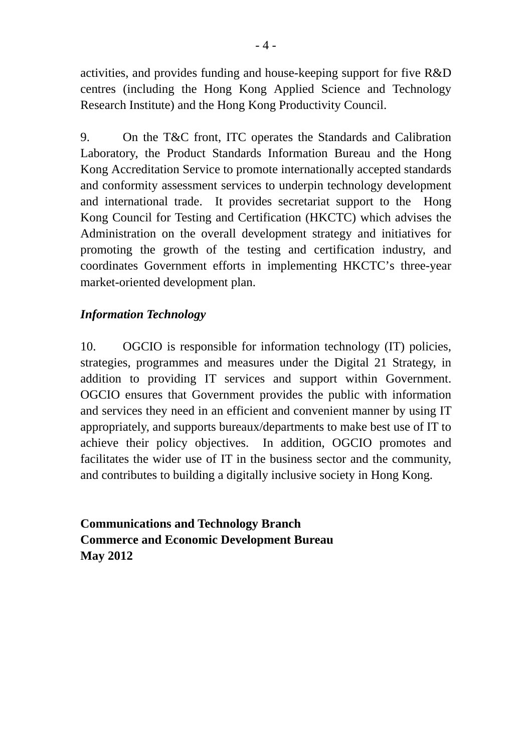activities, and provides funding and house-keeping support for five R&D centres (including the Hong Kong Applied Science and Technology Research Institute) and the Hong Kong Productivity Council.

9. On the T&C front, ITC operates the Standards and Calibration Laboratory, the Product Standards Information Bureau and the Hong Kong Accreditation Service to promote internationally accepted standards and conformity assessment services to underpin technology development and international trade. It provides secretariat support to the Hong Kong Council for Testing and Certification (HKCTC) which advises the Administration on the overall development strategy and initiatives for promoting the growth of the testing and certification industry, and coordinates Government efforts in implementing HKCTC's three-year market-oriented development plan.

*Information Technology*

10. OGCIO is responsible for information technology (IT) policies, strategies, programmes and measures under the Digital 21 Strategy, in addition to providing IT services and support within Government. OGCIO ensures that Government provides the public with information and services they need in an efficient and convenient manner by using IT appropriately, and supports bureaux/departments to make best use of IT to achieve their policy objectives. In addition, OGCIO promotes and facilitates the wider use of IT in the business sector and the community, and contributes to building a digitally inclusive society in Hong Kong.

**Communications and Technology Branch**
**Commerce and Economic Development Bureau**
**May 2012**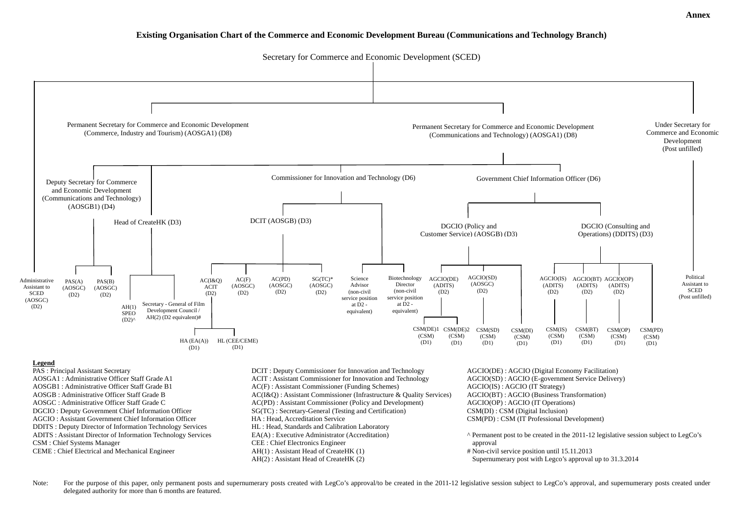**Annex**

## Existing Organisation Chart of the Commerce and Economic Development Bureau (Communications and Technology Branch)

Secretary for Commerce and Economic Development (SCED)

Permanent Secretary for Commerce and Economic Development (Commerce, Industry and Tourism) (AOSGA1) (D8)

Permanent Secretary for Commerce and Economic Development (Communications and Technology) (AOSGA1) (D8)

Under Secretary for Commerce and Economic Development (Post unfilled)

Deputy Secretary for Commerce and Economic Development (Communications and Technology) (AOSGB1) (D4)

Head of CreateHK (D3)

Commissioner for Innovation and Technology (D6)

DCIT (AOSGB) (D3)

Government Chief Information Officer (D6)

DGCIO (Policy and Customer Service) (AOSGB) (D3)

DGCIO (Consulting and Operations) (DDITS) (D3)

Administrative Assistant to SCED (AOSGC) (D2)

PAS(A) (AOSGC) (D2)

PAS(B) (AOSGC) (D2)

AH(1) SPEO (D2)^

Secretary - General of Film Development Council / AH(2) (D2 equivalent)#

AC(I&Q) ACIT (D2)

HA (EA(A)) (D1)

HL (CEE/CEME) (D1)

AC(F) (AOSGC) (D2)

AC(PD) (AOSGC) (D2)

SG(TC)* (AOSGC) (D2)

Science Advisor (non-civil service position at D2 - equivalent)

Biotechnology Director (non-civil service position at D2 - equivalent)

AGCIO(DE) (ADITS) (D2)

CSM(DE)1 (CSM) (D1)

CSM(DE)2 (CSM) (D1)

AGCIO(SD) (AOSGC) (D2)

CSM(SD) (CSM) (D1)

CSM(DI) (CSM) (D1)

AGCIO(IS) (ADITS) (D2)

CSM(IS) (CSM) (D1)

AGCIO(BT) (ADITS) (D2)

CSM(BT) (CSM) (D1)

AGCIO(OP) (ADITS) (D2)

CSM(OP) (CSM) (D1)

CSM(PD) (CSM) (D1)

Political Assistant to SCED (Post unfilled)

**Legend**

PAS : Principal Assistant Secretary
AOSGA1 : Administrative Officer Staff Grade A1
AOSGB1 : Administrative Officer Staff Grade B1
AOSGB : Administrative Officer Staff Grade B
AOSGC : Administrative Officer Staff Grade C
DGCIO : Deputy Government Chief Information Officer
AGCIO : Assistant Government Chief Information Officer
DDITS : Deputy Director of Information Technology Services
ADITS : Assistant Director of Information Technology Services
CSM : Chief Systems Manager
CEME : Chief Electrical and Mechanical Engineer

DCIT : Deputy Commissioner for Innovation and Technology
ACIT : Assistant Commissioner for Innovation and Technology
AC(F) : Assistant Commissioner (Funding Schemes)
AC(I&Q) : Assistant Commissioner (Infrastructure & Quality Services)
AC(PD) : Assistant Commissioner (Policy and Development)
SG(TC) : Secretary-General (Testing and Certification)
HA : Head, Accreditation Service
HL : Head, Standards and Calibration Laboratory
EA(A) : Executive Administrator (Accreditation)
CEE : Chief Electronics Engineer
AH(1) : Assistant Head of CreateHK (1)
AH(2) : Assistant Head of CreateHK (2)

AGCIO(DE) : AGCIO (Digital Economy Facilitation)
AGCIO(SD) : AGCIO (E-government Service Delivery)
AGCIO(IS) : AGCIO (IT Strategy)
AGCIO(BT) : AGCIO (Business Transformation)
AGCIO(OP) : AGCIO (IT Operations)
CSM(DI) : CSM (Digital Inclusion)
CSM(PD) : CSM (IT Professional Development)

^ Permanent post to be created in the 2011-12 legislative session subject to LegCo's approval
\# Non-civil service position until 15.11.2013
Supernumerary post with Legco's approval up to 31.3.2014

Note: For the purpose of this paper, only permanent posts and supernumerary posts created with LegCo's approval/to be created in the 2011-12 legislative session subject to LegCo's approval, and supernumerary posts created under delegated authority for more than 6 months are featured.